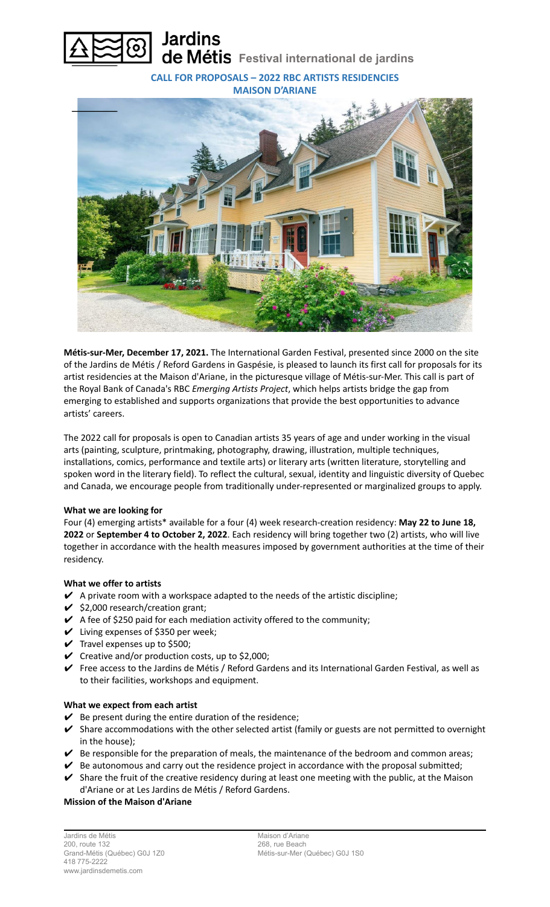# Jardins de Métis Festival international de jardins

**CALL FOR PROPOSALS – 2022 RBC ARTISTS RESIDENCIES**
**MAISON D'ARIANE**

**Métis-sur-Mer, December 17, 2021.** The International Garden Festival, presented since 2000 on the site of the Jardins de Métis / Reford Gardens in Gaspésie, is pleased to launch its first call for proposals for its artist residencies at the Maison d'Ariane, in the picturesque village of Métis-sur-Mer. This call is part of the Royal Bank of Canada's RBC *Emerging Artists Project*, which helps artists bridge the gap from emerging to established and supports organizations that provide the best opportunities to advance artists' careers.

The 2022 call for proposals is open to Canadian artists 35 years of age and under working in the visual arts (painting, sculpture, printmaking, photography, drawing, illustration, multiple techniques, installations, comics, performance and textile arts) or literary arts (written literature, storytelling and spoken word in the literary field). To reflect the cultural, sexual, identity and linguistic diversity of Quebec and Canada, we encourage people from traditionally under-represented or marginalized groups to apply.

**What we are looking for**

Four (4) emerging artists* available for a four (4) week research-creation residency: **May 22 to June 18, 2022** or **September 4 to October 2, 2022**. Each residency will bring together two (2) artists, who will live together in accordance with the health measures imposed by government authorities at the time of their residency.

**What we offer to artists**

- ✔ A private room with a workspace adapted to the needs of the artistic discipline;
- ✔ $2,000 research/creation grant;
- ✔ A fee of $250 paid for each mediation activity offered to the community;
- ✔ Living expenses of $350 per week;
- ✔ Travel expenses up to $500;
- ✔ Creative and/or production costs, up to $2,000;
- ✔ Free access to the Jardins de Métis / Reford Gardens and its International Garden Festival, as well as to their facilities, workshops and equipment.

**What we expect from each artist**

- ✔ Be present during the entire duration of the residence;
- ✔ Share accommodations with the other selected artist (family or guests are not permitted to overnight in the house);
- ✔ Be responsible for the preparation of meals, the maintenance of the bedroom and common areas;
- ✔ Be autonomous and carry out the residence project in accordance with the proposal submitted;
- ✔ Share the fruit of the creative residency during at least one meeting with the public, at the Maison d'Ariane or at Les Jardins de Métis / Reford Gardens.

**Mission of the Maison d'Ariane**

Jardins de Métis
200, route 132
Grand-Métis (Québec) G0J 1Z0
418 775-2222
www.jardinsdemetis.com

Maison d'Ariane
268, rue Beach
Métis-sur-Mer (Québec) G0J 1S0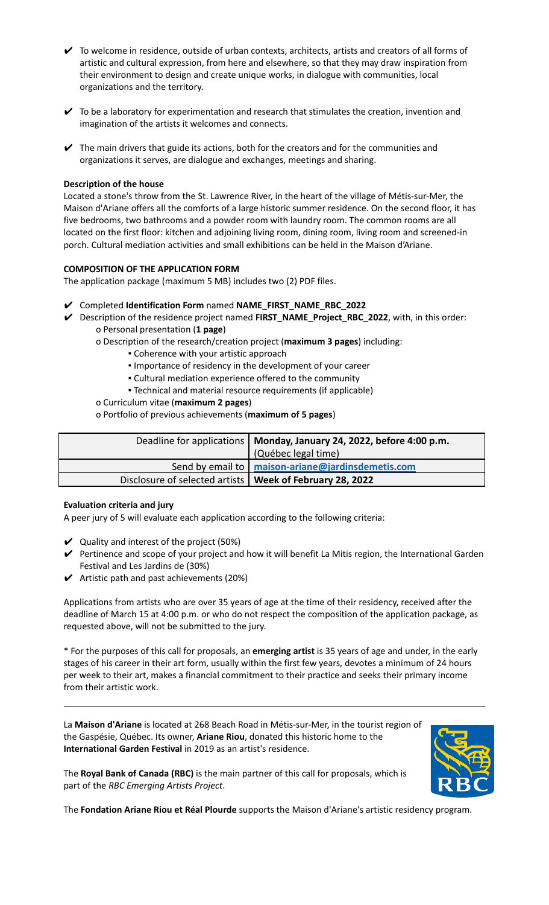- ✔ To welcome in residence, outside of urban contexts, architects, artists and creators of all forms of artistic and cultural expression, from here and elsewhere, so that they may draw inspiration from their environment to design and create unique works, in dialogue with communities, local organizations and the territory.
- ✔ To be a laboratory for experimentation and research that stimulates the creation, invention and imagination of the artists it welcomes and connects.
- ✔ The main drivers that guide its actions, both for the creators and for the communities and organizations it serves, are dialogue and exchanges, meetings and sharing.

**Description of the house**

Located a stone's throw from the St. Lawrence River, in the heart of the village of Métis-sur-Mer, the Maison d'Ariane offers all the comforts of a large historic summer residence. On the second floor, it has five bedrooms, two bathrooms and a powder room with laundry room. The common rooms are all located on the first floor: kitchen and adjoining living room, dining room, living room and screened-in porch. Cultural mediation activities and small exhibitions can be held in the Maison d'Ariane.

**COMPOSITION OF THE APPLICATION FORM**

The application package (maximum 5 MB) includes two (2) PDF files.

- ✔ Completed **Identification Form** named **NAME_FIRST_NAME_RBC_2022**
- ✔ Description of the residence project named **FIRST_NAME_Project_RBC_2022**, with, in this order:
  - o Personal presentation (**1 page**)
  - o Description of the research/creation project (**maximum 3 pages**) including:
    - ▪ Coherence with your artistic approach
    - ▪ Importance of residency in the development of your career
    - ▪ Cultural mediation experience offered to the community
    - ▪ Technical and material resource requirements (if applicable)
  - o Curriculum vitae (**maximum 2 pages**)
  - o Portfolio of previous achievements (**maximum of 5 pages**)

| | |
|---|---|
| Deadline for applications | **Monday, January 24, 2022, before 4:00 p.m.** (Québec legal time) |
| Send by email to | **maison-ariane@jardinsdemetis.com** |
| Disclosure of selected artists | **Week of February 28, 2022** |

**Evaluation criteria and jury**

A peer jury of 5 will evaluate each application according to the following criteria:

- ✔ Quality and interest of the project (50%)
- ✔ Pertinence and scope of your project and how it will benefit La Mitis region, the International Garden Festival and Les Jardins de (30%)
- ✔ Artistic path and past achievements (20%)

Applications from artists who are over 35 years of age at the time of their residency, received after the deadline of March 15 at 4:00 p.m. or who do not respect the composition of the application package, as requested above, will not be submitted to the jury.

* For the purposes of this call for proposals, an **emerging artist** is 35 years of age and under, in the early stages of his career in their art form, usually within the first few years, devotes a minimum of 24 hours per week to their art, makes a financial commitment to their practice and seeks their primary income from their artistic work.

---

La **Maison d'Ariane** is located at 268 Beach Road in Métis-sur-Mer, in the tourist region of the Gaspésie, Québec. Its owner, **Ariane Riou**, donated this historic home to the **International Garden Festival** in 2019 as an artist's residence.

The **Royal Bank of Canada (RBC)** is the main partner of this call for proposals, which is part of the *RBC Emerging Artists Project*.

The **Fondation Ariane Riou et Réal Plourde** supports the Maison d'Ariane's artistic residency program.